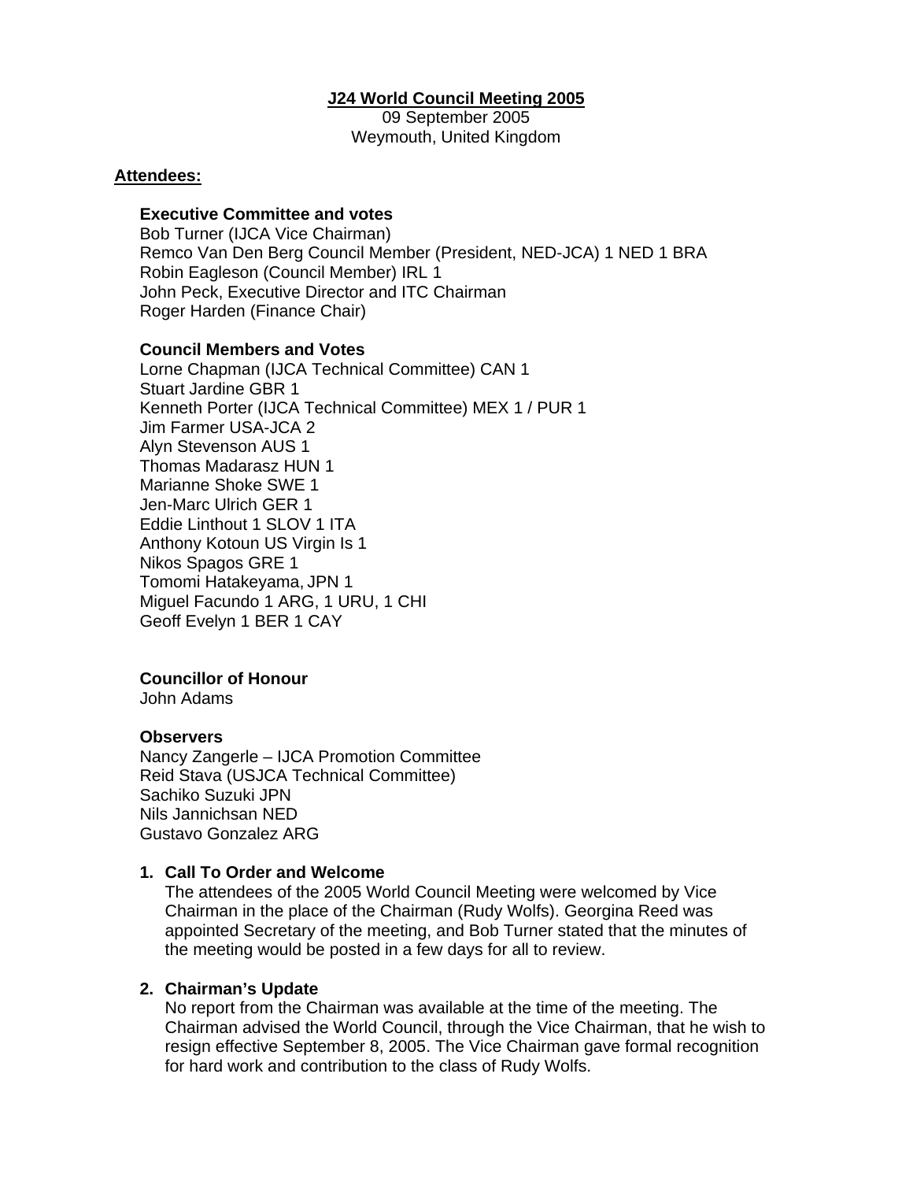# J24 World Council Meeting 2005

09 September 2005
Weymouth, United Kingdom

**Attendees:**

**Executive Committee and votes**
Bob Turner (IJCA Vice Chairman)
Remco Van Den Berg Council Member (President, NED-JCA) 1 NED 1 BRA
Robin Eagleson (Council Member) IRL 1
John Peck, Executive Director and ITC Chairman
Roger Harden (Finance Chair)

**Council Members and Votes**
Lorne Chapman (IJCA Technical Committee) CAN 1
Stuart Jardine GBR 1
Kenneth Porter (IJCA Technical Committee) MEX 1 / PUR 1
Jim Farmer USA-JCA 2
Alyn Stevenson AUS 1
Thomas Madarasz HUN 1
Marianne Shoke SWE 1
Jen-Marc Ulrich GER 1
Eddie Linthout 1 SLOV 1 ITA
Anthony Kotoun US Virgin Is 1
Nikos Spagos GRE 1
Tomomi Hatakeyama, JPN 1
Miguel Facundo 1 ARG, 1 URU, 1 CHI
Geoff Evelyn 1 BER 1 CAY

**Councillor of Honour**
John Adams

**Observers**
Nancy Zangerle – IJCA Promotion Committee
Reid Stava (USJCA Technical Committee)
Sachiko Suzuki JPN
Nils Jannichsan NED
Gustavo Gonzalez ARG

1. **Call To Order and Welcome**
   The attendees of the 2005 World Council Meeting were welcomed by Vice Chairman in the place of the Chairman (Rudy Wolfs). Georgina Reed was appointed Secretary of the meeting, and Bob Turner stated that the minutes of the meeting would be posted in a few days for all to review.

2. **Chairman's Update**
   No report from the Chairman was available at the time of the meeting. The Chairman advised the World Council, through the Vice Chairman, that he wish to resign effective September 8, 2005. The Vice Chairman gave formal recognition for hard work and contribution to the class of Rudy Wolfs.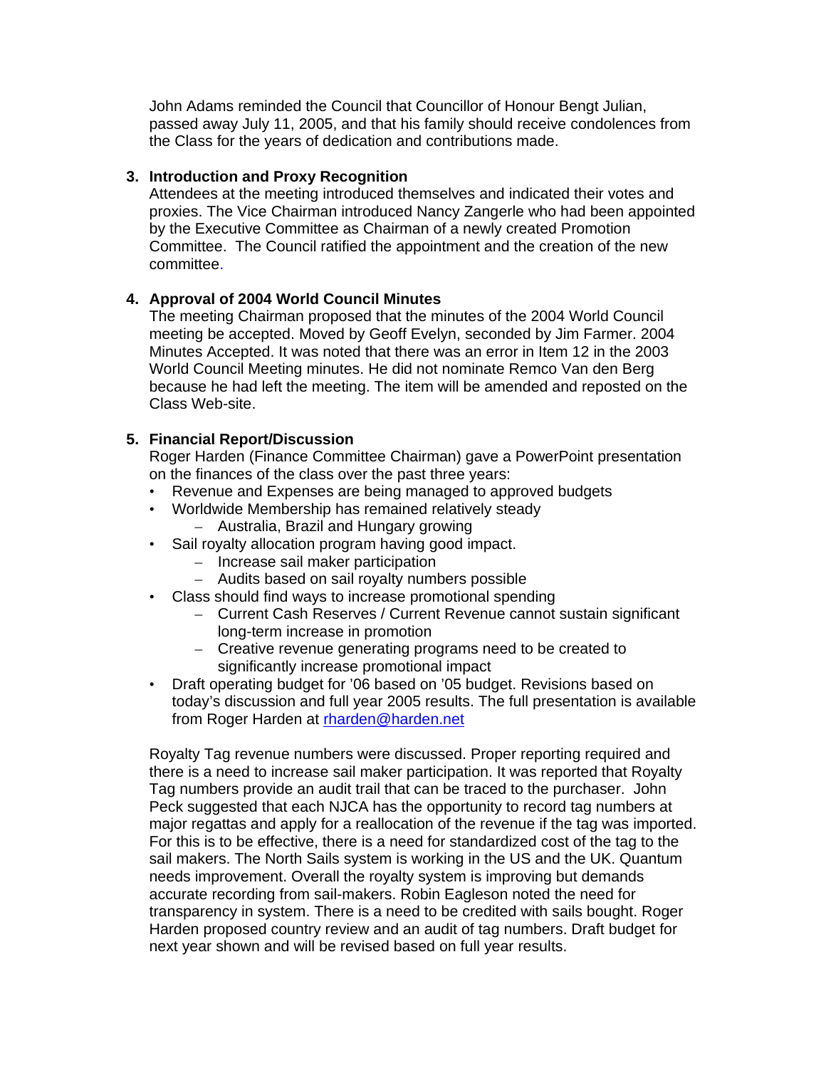John Adams reminded the Council that Councillor of Honour Bengt Julian, passed away July 11, 2005, and that his family should receive condolences from the Class for the years of dedication and contributions made.

3. **Introduction and Proxy Recognition**
   Attendees at the meeting introduced themselves and indicated their votes and proxies. The Vice Chairman introduced Nancy Zangerle who had been appointed by the Executive Committee as Chairman of a newly created Promotion Committee. The Council ratified the appointment and the creation of the new committee.

4. **Approval of 2004 World Council Minutes**
   The meeting Chairman proposed that the minutes of the 2004 World Council meeting be accepted. Moved by Geoff Evelyn, seconded by Jim Farmer. 2004 Minutes Accepted. It was noted that there was an error in Item 12 in the 2003 World Council Meeting minutes. He did not nominate Remco Van den Berg because he had left the meeting. The item will be amended and reposted on the Class Web-site.

5. **Financial Report/Discussion**
   Roger Harden (Finance Committee Chairman) gave a PowerPoint presentation on the finances of the class over the past three years:
   - Revenue and Expenses are being managed to approved budgets
   - Worldwide Membership has remained relatively steady
     - Australia, Brazil and Hungary growing
   - Sail royalty allocation program having good impact.
     - Increase sail maker participation
     - Audits based on sail royalty numbers possible
   - Class should find ways to increase promotional spending
     - Current Cash Reserves / Current Revenue cannot sustain significant long-term increase in promotion
     - Creative revenue generating programs need to be created to significantly increase promotional impact
   - Draft operating budget for '06 based on '05 budget. Revisions based on today's discussion and full year 2005 results. The full presentation is available from Roger Harden at rharden@harden.net

   Royalty Tag revenue numbers were discussed. Proper reporting required and there is a need to increase sail maker participation. It was reported that Royalty Tag numbers provide an audit trail that can be traced to the purchaser. John Peck suggested that each NJCA has the opportunity to record tag numbers at major regattas and apply for a reallocation of the revenue if the tag was imported. For this is to be effective, there is a need for standardized cost of the tag to the sail makers. The North Sails system is working in the US and the UK. Quantum needs improvement. Overall the royalty system is improving but demands accurate recording from sail-makers. Robin Eagleson noted the need for transparency in system. There is a need to be credited with sails bought. Roger Harden proposed country review and an audit of tag numbers. Draft budget for next year shown and will be revised based on full year results.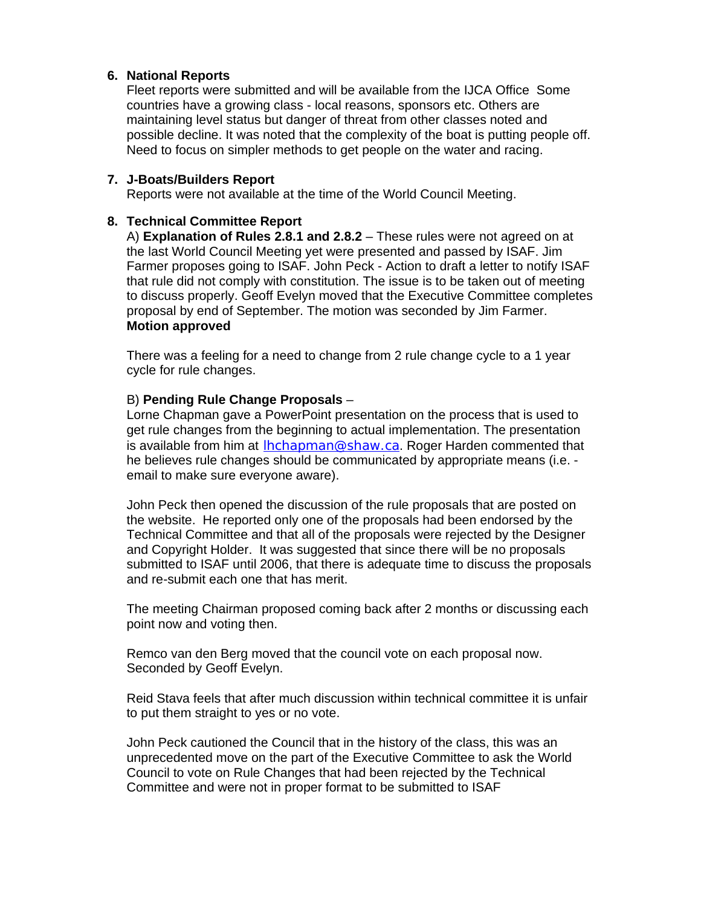6. **National Reports**

   Fleet reports were submitted and will be available from the IJCA Office Some countries have a growing class - local reasons, sponsors etc. Others are maintaining level status but danger of threat from other classes noted and possible decline. It was noted that the complexity of the boat is putting people off. Need to focus on simpler methods to get people on the water and racing.

7. **J-Boats/Builders Report**

   Reports were not available at the time of the World Council Meeting.

8. **Technical Committee Report**

   A) **Explanation of Rules 2.8.1 and 2.8.2** – These rules were not agreed on at the last World Council Meeting yet were presented and passed by ISAF. Jim Farmer proposes going to ISAF. John Peck - Action to draft a letter to notify ISAF that rule did not comply with constitution. The issue is to be taken out of meeting to discuss properly. Geoff Evelyn moved that the Executive Committee completes proposal by end of September. The motion was seconded by Jim Farmer.
   **Motion approved**

   There was a feeling for a need to change from 2 rule change cycle to a 1 year cycle for rule changes.

   B) **Pending Rule Change Proposals** –
   Lorne Chapman gave a PowerPoint presentation on the process that is used to get rule changes from the beginning to actual implementation. The presentation is available from him at lhchapman@shaw.ca. Roger Harden commented that he believes rule changes should be communicated by appropriate means (i.e. - email to make sure everyone aware).

   John Peck then opened the discussion of the rule proposals that are posted on the website. He reported only one of the proposals had been endorsed by the Technical Committee and that all of the proposals were rejected by the Designer and Copyright Holder. It was suggested that since there will be no proposals submitted to ISAF until 2006, that there is adequate time to discuss the proposals and re-submit each one that has merit.

   The meeting Chairman proposed coming back after 2 months or discussing each point now and voting then.

   Remco van den Berg moved that the council vote on each proposal now. Seconded by Geoff Evelyn.

   Reid Stava feels that after much discussion within technical committee it is unfair to put them straight to yes or no vote.

   John Peck cautioned the Council that in the history of the class, this was an unprecedented move on the part of the Executive Committee to ask the World Council to vote on Rule Changes that had been rejected by the Technical Committee and were not in proper format to be submitted to ISAF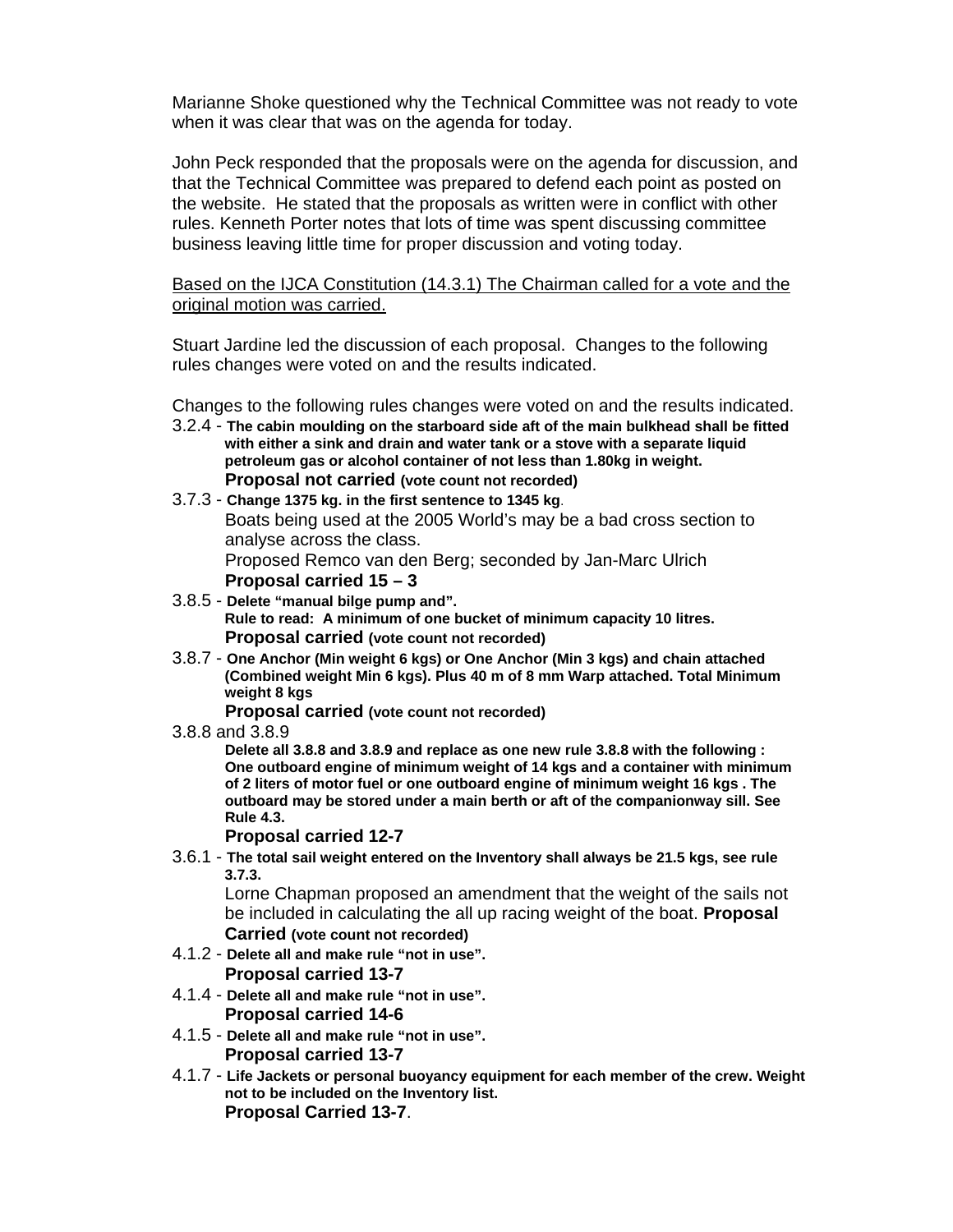Marianne Shoke questioned why the Technical Committee was not ready to vote when it was clear that was on the agenda for today.

John Peck responded that the proposals were on the agenda for discussion, and that the Technical Committee was prepared to defend each point as posted on the website. He stated that the proposals as written were in conflict with other rules. Kenneth Porter notes that lots of time was spent discussing committee business leaving little time for proper discussion and voting today.

<u>Based on the IJCA Constitution (14.3.1) The Chairman called for a vote and the original motion was carried.</u>

Stuart Jardine led the discussion of each proposal. Changes to the following rules changes were voted on and the results indicated.

Changes to the following rules changes were voted on and the results indicated.

3.2.4 - **The cabin moulding on the starboard side aft of the main bulkhead shall be fitted with either a sink and drain and water tank or a stove with a separate liquid petroleum gas or alcohol container of not less than 1.80kg in weight.**
**Proposal not carried (vote count not recorded)**

3.7.3 - **Change 1375 kg. in the first sentence to 1345 kg**.
Boats being used at the 2005 World's may be a bad cross section to analyse across the class.
Proposed Remco van den Berg; seconded by Jan-Marc Ulrich
**Proposal carried 15 – 3**

3.8.5 - **Delete "manual bilge pump and".**
**Rule to read: A minimum of one bucket of minimum capacity 10 litres.**
**Proposal carried (vote count not recorded)**

3.8.7 - **One Anchor (Min weight 6 kgs) or One Anchor (Min 3 kgs) and chain attached (Combined weight Min 6 kgs). Plus 40 m of 8 mm Warp attached. Total Minimum weight 8 kgs**
**Proposal carried (vote count not recorded)**

3.8.8 and 3.8.9
**Delete all 3.8.8 and 3.8.9 and replace as one new rule 3.8.8 with the following : One outboard engine of minimum weight of 14 kgs and a container with minimum of 2 liters of motor fuel or one outboard engine of minimum weight 16 kgs . The outboard may be stored under a main berth or aft of the companionway sill. See Rule 4.3.**
**Proposal carried 12-7**

3.6.1 - **The total sail weight entered on the Inventory shall always be 21.5 kgs, see rule 3.7.3.**
Lorne Chapman proposed an amendment that the weight of the sails not be included in calculating the all up racing weight of the boat. **Proposal Carried (vote count not recorded)**

4.1.2 - **Delete all and make rule "not in use".**
**Proposal carried 13-7**

4.1.4 - **Delete all and make rule "not in use".**
**Proposal carried 14-6**

4.1.5 - **Delete all and make rule "not in use".**
**Proposal carried 13-7**

4.1.7 - **Life Jackets or personal buoyancy equipment for each member of the crew. Weight not to be included on the Inventory list.**
**Proposal Carried 13-7**.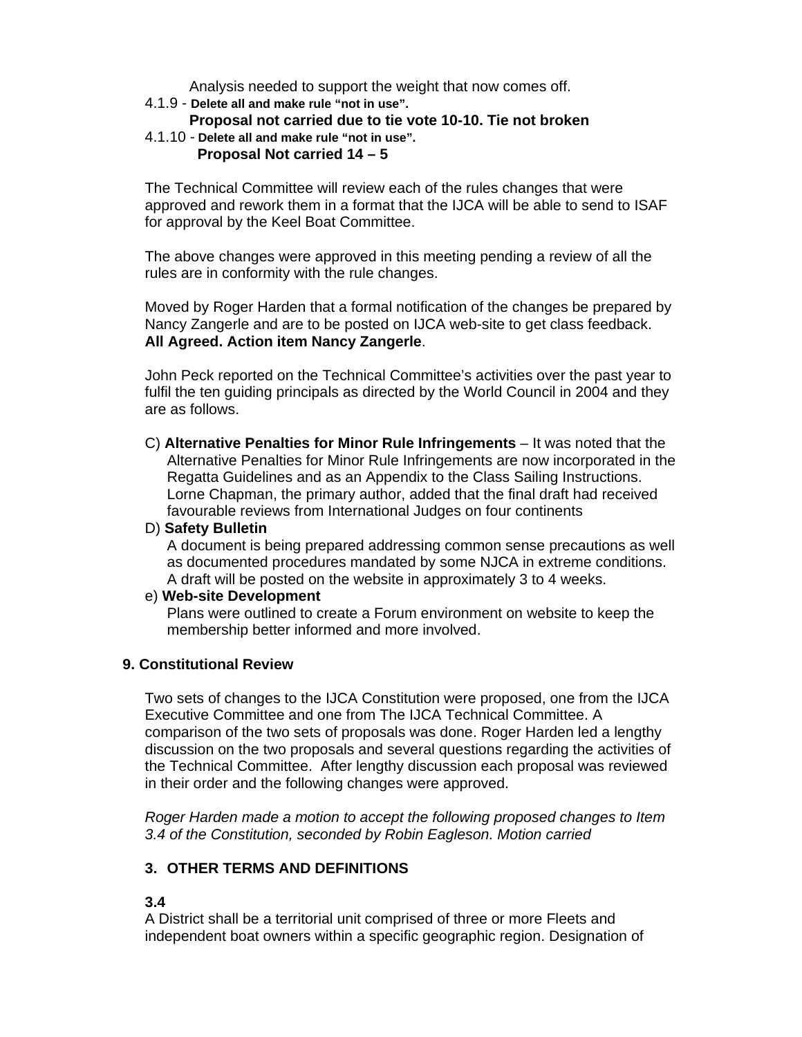Analysis needed to support the weight that now comes off.

4.1.9 - **Delete all and make rule "not in use".**

**Proposal not carried due to tie vote 10-10. Tie not broken**

4.1.10 - **Delete all and make rule "not in use".**

**Proposal Not carried 14 – 5**

The Technical Committee will review each of the rules changes that were approved and rework them in a format that the IJCA will be able to send to ISAF for approval by the Keel Boat Committee.

The above changes were approved in this meeting pending a review of all the rules are in conformity with the rule changes.

Moved by Roger Harden that a formal notification of the changes be prepared by Nancy Zangerle and are to be posted on IJCA web-site to get class feedback. **All Agreed. Action item Nancy Zangerle**.

John Peck reported on the Technical Committee's activities over the past year to fulfil the ten guiding principals as directed by the World Council in 2004 and they are as follows.

C) **Alternative Penalties for Minor Rule Infringements** – It was noted that the Alternative Penalties for Minor Rule Infringements are now incorporated in the Regatta Guidelines and as an Appendix to the Class Sailing Instructions. Lorne Chapman, the primary author, added that the final draft had received favourable reviews from International Judges on four continents

D) **Safety Bulletin**

A document is being prepared addressing common sense precautions as well as documented procedures mandated by some NJCA in extreme conditions. A draft will be posted on the website in approximately 3 to 4 weeks.

e) **Web-site Development**

Plans were outlined to create a Forum environment on website to keep the membership better informed and more involved.

## 9. Constitutional Review

Two sets of changes to the IJCA Constitution were proposed, one from the IJCA Executive Committee and one from The IJCA Technical Committee. A comparison of the two sets of proposals was done. Roger Harden led a lengthy discussion on the two proposals and several questions regarding the activities of the Technical Committee. After lengthy discussion each proposal was reviewed in their order and the following changes were approved.

*Roger Harden made a motion to accept the following proposed changes to Item 3.4 of the Constitution, seconded by Robin Eagleson. Motion carried*

### 3. OTHER TERMS AND DEFINITIONS

**3.4**

A District shall be a territorial unit comprised of three or more Fleets and independent boat owners within a specific geographic region. Designation of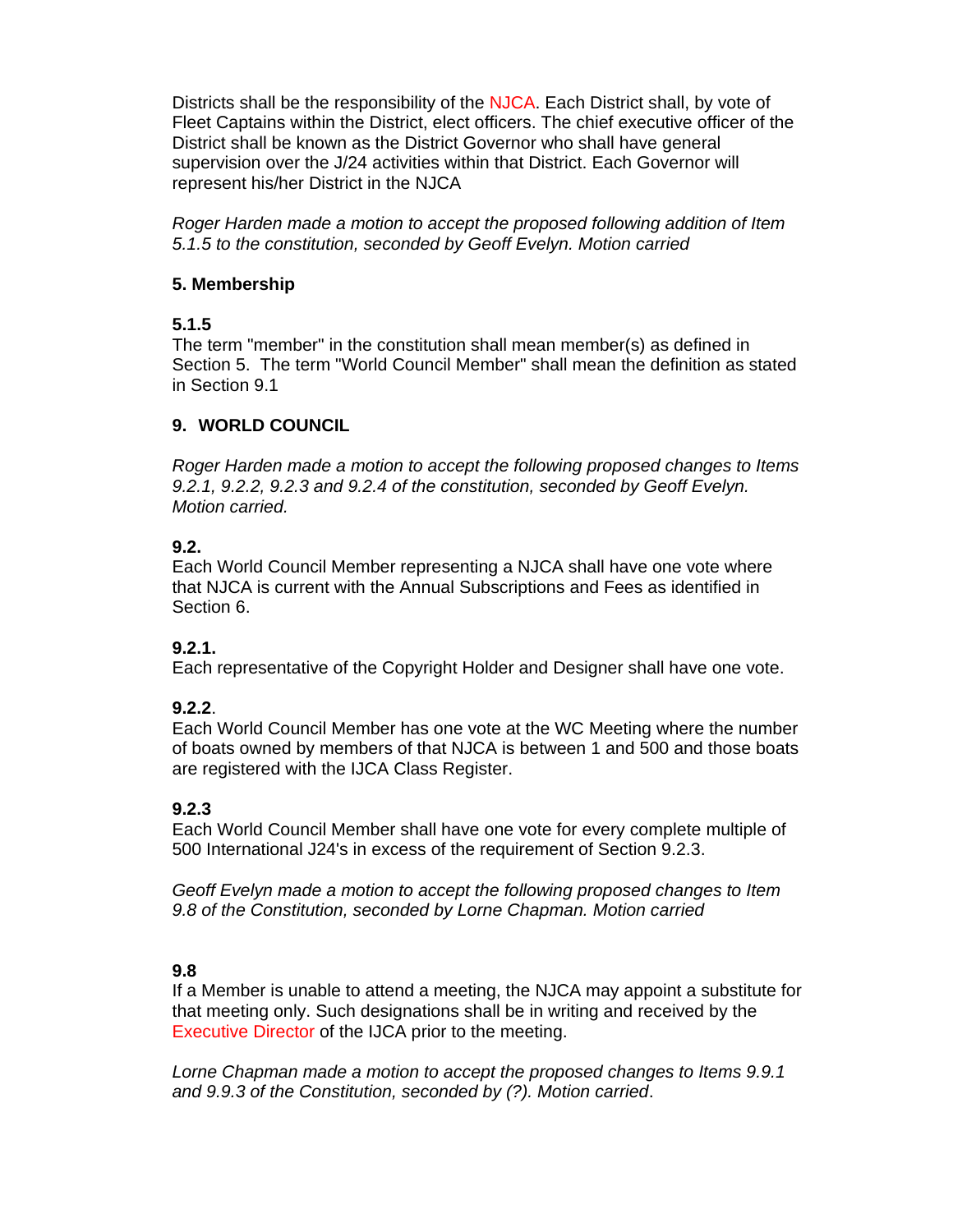Districts shall be the responsibility of the NJCA. Each District shall, by vote of Fleet Captains within the District, elect officers. The chief executive officer of the District shall be known as the District Governor who shall have general supervision over the J/24 activities within that District. Each Governor will represent his/her District in the NJCA

*Roger Harden made a motion to accept the proposed following addition of Item 5.1.5 to the constitution, seconded by Geoff Evelyn. Motion carried*

**5. Membership**

**5.1.5**
The term "member" in the constitution shall mean member(s) as defined in Section 5. The term "World Council Member" shall mean the definition as stated in Section 9.1

**9. WORLD COUNCIL**

*Roger Harden made a motion to accept the following proposed changes to Items 9.2.1, 9.2.2, 9.2.3 and 9.2.4 of the constitution, seconded by Geoff Evelyn. Motion carried.*

**9.2.**
Each World Council Member representing a NJCA shall have one vote where that NJCA is current with the Annual Subscriptions and Fees as identified in Section 6.

**9.2.1.**
Each representative of the Copyright Holder and Designer shall have one vote.

**9.2.2**.
Each World Council Member has one vote at the WC Meeting where the number of boats owned by members of that NJCA is between 1 and 500 and those boats are registered with the IJCA Class Register.

**9.2.3**
Each World Council Member shall have one vote for every complete multiple of 500 International J24's in excess of the requirement of Section 9.2.3.

*Geoff Evelyn made a motion to accept the following proposed changes to Item 9.8 of the Constitution, seconded by Lorne Chapman. Motion carried*

**9.8**
If a Member is unable to attend a meeting, the NJCA may appoint a substitute for that meeting only. Such designations shall be in writing and received by the Executive Director of the IJCA prior to the meeting.

*Lorne Chapman made a motion to accept the proposed changes to Items 9.9.1 and 9.9.3 of the Constitution, seconded by (?). Motion carried*.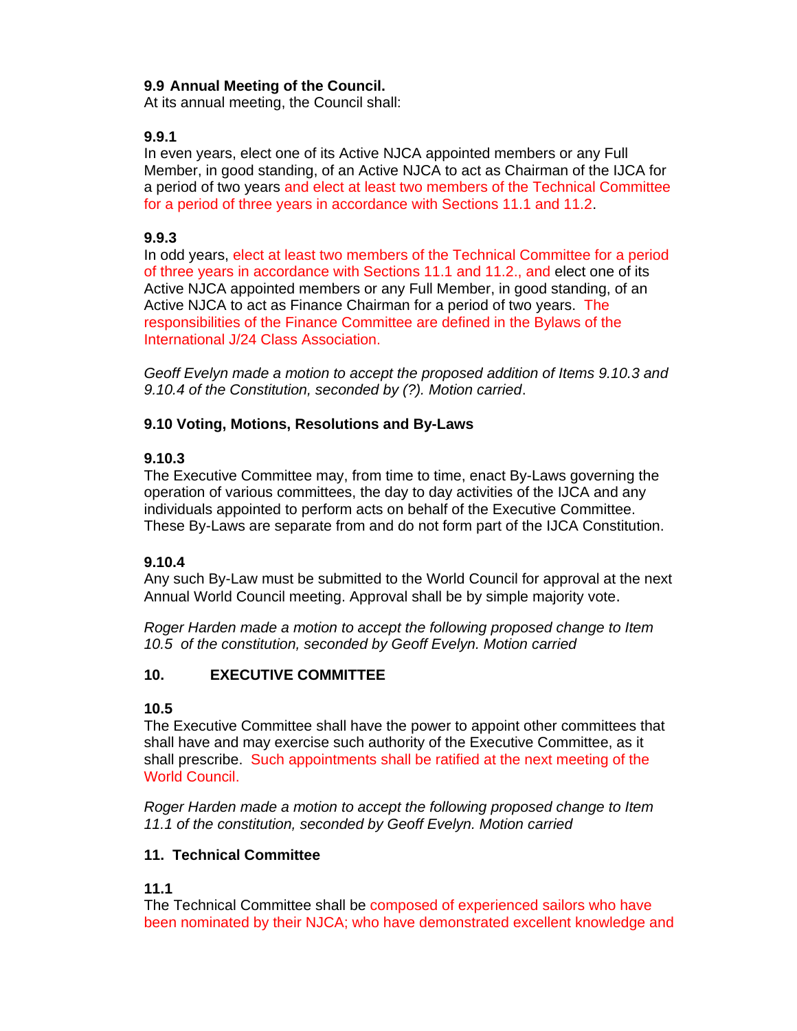**9.9 Annual Meeting of the Council.**
At its annual meeting, the Council shall:

**9.9.1**
In even years, elect one of its Active NJCA appointed members or any Full Member, in good standing, of an Active NJCA to act as Chairman of the IJCA for a period of two years and elect at least two members of the Technical Committee for a period of three years in accordance with Sections 11.1 and 11.2.

**9.9.3**
In odd years, elect at least two members of the Technical Committee for a period of three years in accordance with Sections 11.1 and 11.2., and elect one of its Active NJCA appointed members or any Full Member, in good standing, of an Active NJCA to act as Finance Chairman for a period of two years. The responsibilities of the Finance Committee are defined in the Bylaws of the International J/24 Class Association.

*Geoff Evelyn made a motion to accept the proposed addition of Items 9.10.3 and 9.10.4 of the Constitution, seconded by (?). Motion carried*.

**9.10 Voting, Motions, Resolutions and By-Laws**

**9.10.3**
The Executive Committee may, from time to time, enact By-Laws governing the operation of various committees, the day to day activities of the IJCA and any individuals appointed to perform acts on behalf of the Executive Committee. These By-Laws are separate from and do not form part of the IJCA Constitution.

**9.10.4**
Any such By-Law must be submitted to the World Council for approval at the next Annual World Council meeting. Approval shall be by simple majority vote.

*Roger Harden made a motion to accept the following proposed change to Item 10.5 of the constitution, seconded by Geoff Evelyn. Motion carried*

**10. EXECUTIVE COMMITTEE**

**10.5**
The Executive Committee shall have the power to appoint other committees that shall have and may exercise such authority of the Executive Committee, as it shall prescribe. Such appointments shall be ratified at the next meeting of the World Council.

*Roger Harden made a motion to accept the following proposed change to Item 11.1 of the constitution, seconded by Geoff Evelyn. Motion carried*

**11. Technical Committee**

**11.1**
The Technical Committee shall be composed of experienced sailors who have been nominated by their NJCA; who have demonstrated excellent knowledge and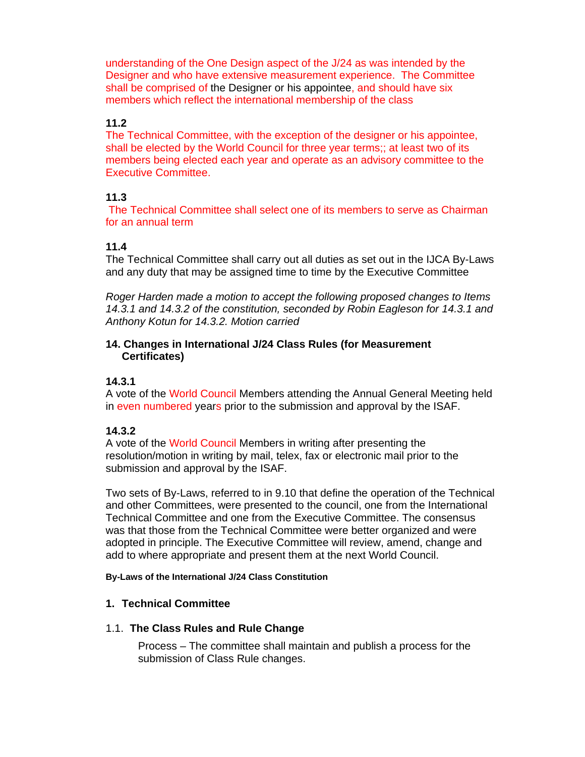understanding of the One Design aspect of the J/24 as was intended by the Designer and who have extensive measurement experience. The Committee shall be comprised of the Designer or his appointee, and should have six members which reflect the international membership of the class

**11.2**
The Technical Committee, with the exception of the designer or his appointee, shall be elected by the World Council for three year terms;; at least two of its members being elected each year and operate as an advisory committee to the Executive Committee.

**11.3**
The Technical Committee shall select one of its members to serve as Chairman for an annual term

**11.4**
The Technical Committee shall carry out all duties as set out in the IJCA By-Laws and any duty that may be assigned time to time by the Executive Committee

*Roger Harden made a motion to accept the following proposed changes to Items 14.3.1 and 14.3.2 of the constitution, seconded by Robin Eagleson for 14.3.1 and Anthony Kotun for 14.3.2. Motion carried*

**14. Changes in International J/24 Class Rules (for Measurement Certificates)**

**14.3.1**
A vote of the World Council Members attending the Annual General Meeting held in even numbered years prior to the submission and approval by the ISAF.

**14.3.2**
A vote of the World Council Members in writing after presenting the resolution/motion in writing by mail, telex, fax or electronic mail prior to the submission and approval by the ISAF.

Two sets of By-Laws, referred to in 9.10 that define the operation of the Technical and other Committees, were presented to the council, one from the International Technical Committee and one from the Executive Committee. The consensus was that those from the Technical Committee were better organized and were adopted in principle. The Executive Committee will review, amend, change and add to where appropriate and present them at the next World Council.

**By-Laws of the International J/24 Class Constitution**

## 1. Technical Committee

1.1. **The Class Rules and Rule Change**

Process – The committee shall maintain and publish a process for the submission of Class Rule changes.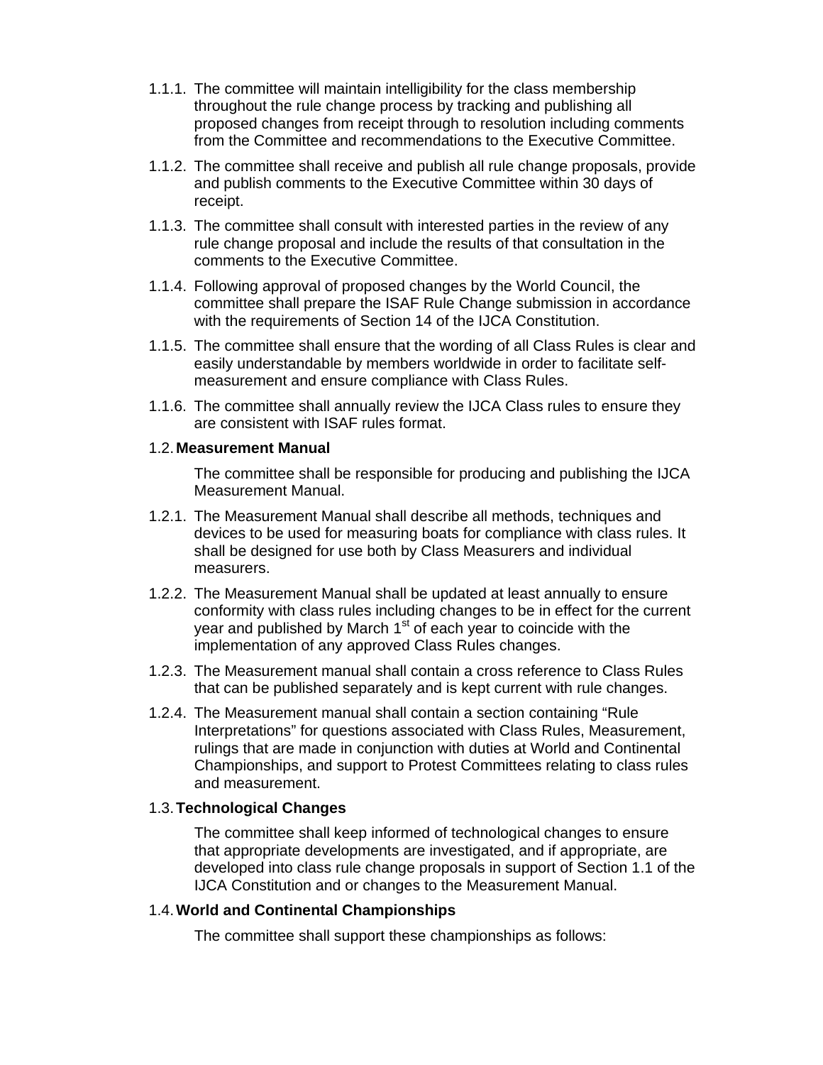1.1.1. The committee will maintain intelligibility for the class membership throughout the rule change process by tracking and publishing all proposed changes from receipt through to resolution including comments from the Committee and recommendations to the Executive Committee.

1.1.2. The committee shall receive and publish all rule change proposals, provide and publish comments to the Executive Committee within 30 days of receipt.

1.1.3. The committee shall consult with interested parties in the review of any rule change proposal and include the results of that consultation in the comments to the Executive Committee.

1.1.4. Following approval of proposed changes by the World Council, the committee shall prepare the ISAF Rule Change submission in accordance with the requirements of Section 14 of the IJCA Constitution.

1.1.5. The committee shall ensure that the wording of all Class Rules is clear and easily understandable by members worldwide in order to facilitate self-measurement and ensure compliance with Class Rules.

1.1.6. The committee shall annually review the IJCA Class rules to ensure they are consistent with ISAF rules format.

1.2. **Measurement Manual**

The committee shall be responsible for producing and publishing the IJCA Measurement Manual.

1.2.1. The Measurement Manual shall describe all methods, techniques and devices to be used for measuring boats for compliance with class rules. It shall be designed for use both by Class Measurers and individual measurers.

1.2.2. The Measurement Manual shall be updated at least annually to ensure conformity with class rules including changes to be in effect for the current year and published by March 1st of each year to coincide with the implementation of any approved Class Rules changes.

1.2.3. The Measurement manual shall contain a cross reference to Class Rules that can be published separately and is kept current with rule changes.

1.2.4. The Measurement manual shall contain a section containing “Rule Interpretations” for questions associated with Class Rules, Measurement, rulings that are made in conjunction with duties at World and Continental Championships, and support to Protest Committees relating to class rules and measurement.

1.3. **Technological Changes**

The committee shall keep informed of technological changes to ensure that appropriate developments are investigated, and if appropriate, are developed into class rule change proposals in support of Section 1.1 of the IJCA Constitution and or changes to the Measurement Manual.

1.4. **World and Continental Championships**

The committee shall support these championships as follows: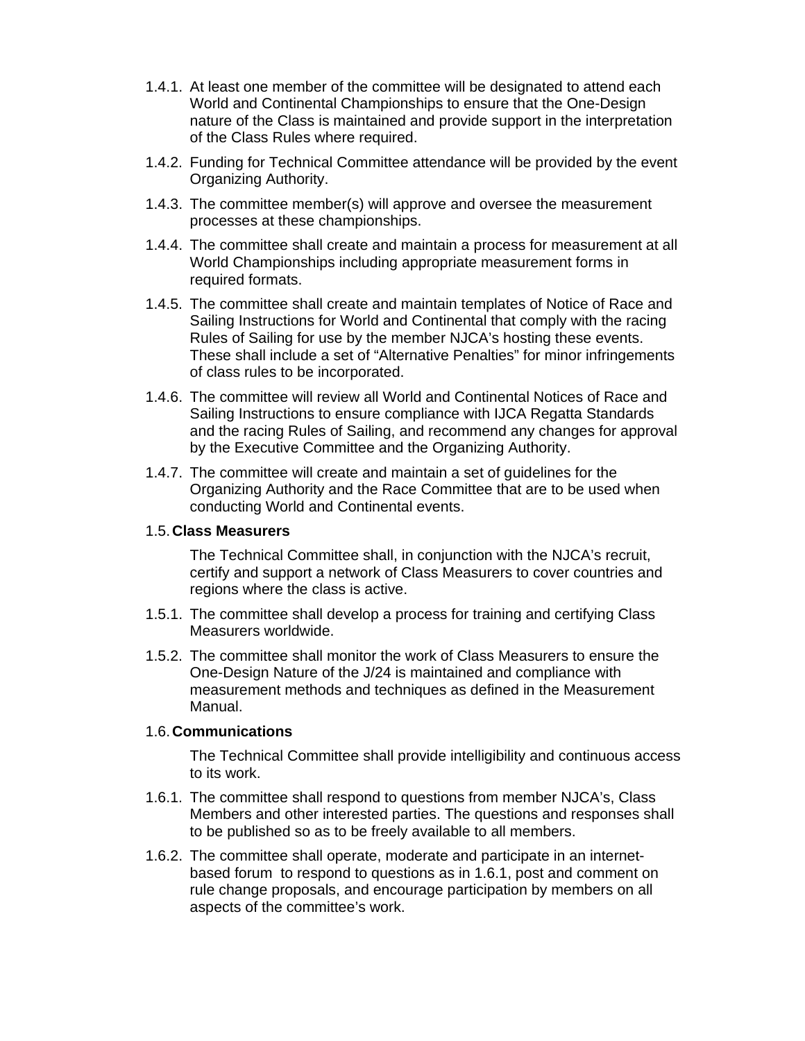1.4.1. At least one member of the committee will be designated to attend each World and Continental Championships to ensure that the One-Design nature of the Class is maintained and provide support in the interpretation of the Class Rules where required.

1.4.2. Funding for Technical Committee attendance will be provided by the event Organizing Authority.

1.4.3. The committee member(s) will approve and oversee the measurement processes at these championships.

1.4.4. The committee shall create and maintain a process for measurement at all World Championships including appropriate measurement forms in required formats.

1.4.5. The committee shall create and maintain templates of Notice of Race and Sailing Instructions for World and Continental that comply with the racing Rules of Sailing for use by the member NJCA's hosting these events. These shall include a set of "Alternative Penalties" for minor infringements of class rules to be incorporated.

1.4.6. The committee will review all World and Continental Notices of Race and Sailing Instructions to ensure compliance with IJCA Regatta Standards and the racing Rules of Sailing, and recommend any changes for approval by the Executive Committee and the Organizing Authority.

1.4.7. The committee will create and maintain a set of guidelines for the Organizing Authority and the Race Committee that are to be used when conducting World and Continental events.

1.5. **Class Measurers**

The Technical Committee shall, in conjunction with the NJCA's recruit, certify and support a network of Class Measurers to cover countries and regions where the class is active.

1.5.1. The committee shall develop a process for training and certifying Class Measurers worldwide.

1.5.2. The committee shall monitor the work of Class Measurers to ensure the One-Design Nature of the J/24 is maintained and compliance with measurement methods and techniques as defined in the Measurement Manual.

1.6. **Communications**

The Technical Committee shall provide intelligibility and continuous access to its work.

1.6.1. The committee shall respond to questions from member NJCA's, Class Members and other interested parties. The questions and responses shall to be published so as to be freely available to all members.

1.6.2. The committee shall operate, moderate and participate in an internet-based forum to respond to questions as in 1.6.1, post and comment on rule change proposals, and encourage participation by members on all aspects of the committee's work.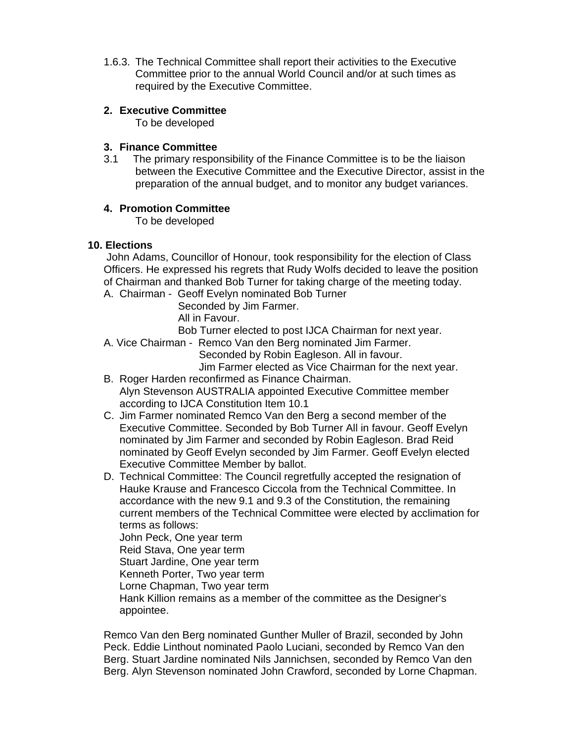1.6.3. The Technical Committee shall report their activities to the Executive Committee prior to the annual World Council and/or at such times as required by the Executive Committee.

**2. Executive Committee**

To be developed

**3. Finance Committee**

3.1 The primary responsibility of the Finance Committee is to be the liaison between the Executive Committee and the Executive Director, assist in the preparation of the annual budget, and to monitor any budget variances.

**4. Promotion Committee**

To be developed

**10. Elections**

John Adams, Councillor of Honour, took responsibility for the election of Class Officers. He expressed his regrets that Rudy Wolfs decided to leave the position of Chairman and thanked Bob Turner for taking charge of the meeting today.

A. Chairman - Geoff Evelyn nominated Bob Turner
Seconded by Jim Farmer.
All in Favour.
Bob Turner elected to post IJCA Chairman for next year.

A. Vice Chairman - Remco Van den Berg nominated Jim Farmer.
Seconded by Robin Eagleson. All in favour.
Jim Farmer elected as Vice Chairman for the next year.

B. Roger Harden reconfirmed as Finance Chairman.
Alyn Stevenson AUSTRALIA appointed Executive Committee member according to IJCA Constitution Item 10.1

C. Jim Farmer nominated Remco Van den Berg a second member of the Executive Committee. Seconded by Bob Turner All in favour. Geoff Evelyn nominated by Jim Farmer and seconded by Robin Eagleson. Brad Reid nominated by Geoff Evelyn seconded by Jim Farmer. Geoff Evelyn elected Executive Committee Member by ballot.

D. Technical Committee: The Council regretfully accepted the resignation of Hauke Krause and Francesco Ciccola from the Technical Committee. In accordance with the new 9.1 and 9.3 of the Constitution, the remaining current members of the Technical Committee were elected by acclimation for terms as follows:
John Peck, One year term
Reid Stava, One year term
Stuart Jardine, One year term
Kenneth Porter, Two year term
Lorne Chapman, Two year term
Hank Killion remains as a member of the committee as the Designer's appointee.

Remco Van den Berg nominated Gunther Muller of Brazil, seconded by John Peck. Eddie Linthout nominated Paolo Luciani, seconded by Remco Van den Berg. Stuart Jardine nominated Nils Jannichsen, seconded by Remco Van den Berg. Alyn Stevenson nominated John Crawford, seconded by Lorne Chapman.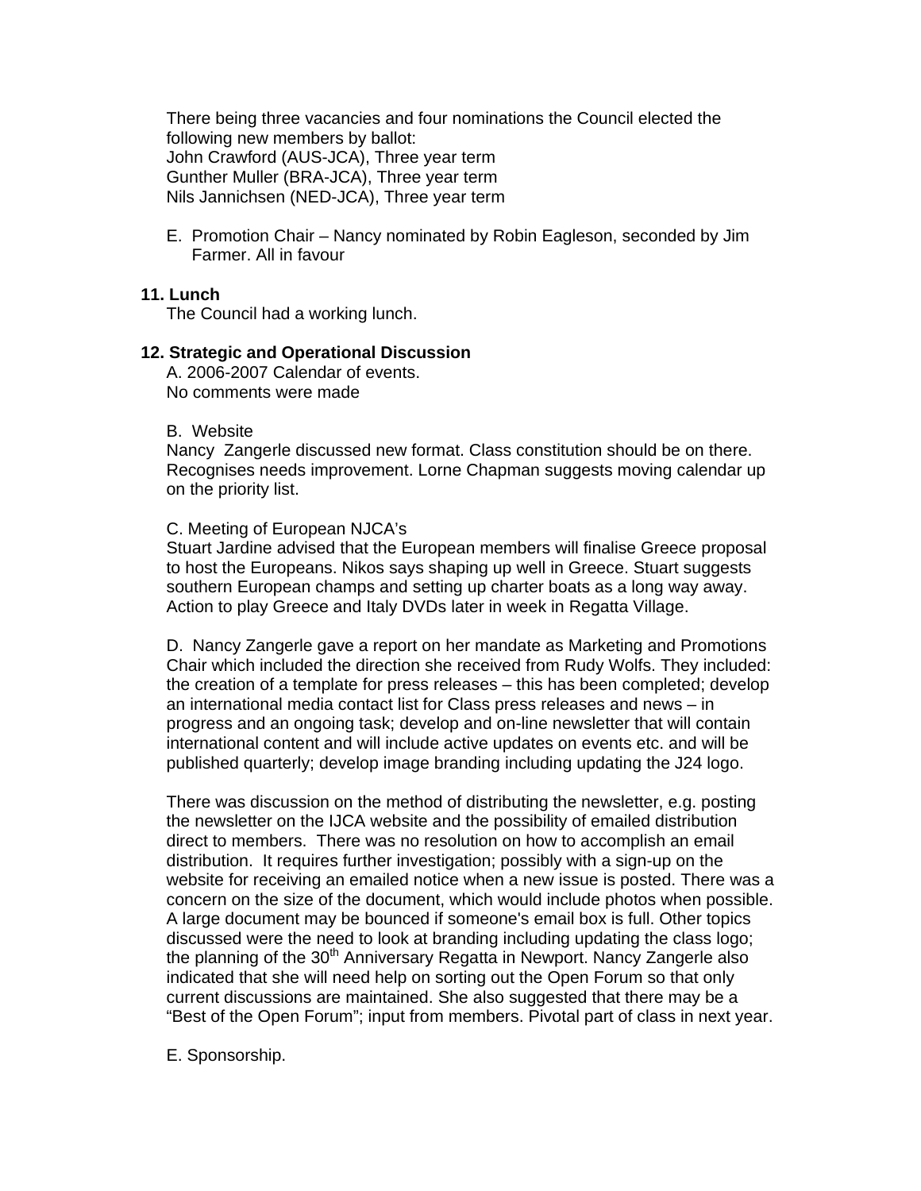There being three vacancies and four nominations the Council elected the following new members by ballot:
John Crawford (AUS-JCA), Three year term
Gunther Muller (BRA-JCA), Three year term
Nils Jannichsen (NED-JCA), Three year term

E. Promotion Chair – Nancy nominated by Robin Eagleson, seconded by Jim Farmer. All in favour

**11. Lunch**

The Council had a working lunch.

**12. Strategic and Operational Discussion**

A. 2006-2007 Calendar of events.
No comments were made

B. Website
Nancy Zangerle discussed new format. Class constitution should be on there. Recognises needs improvement. Lorne Chapman suggests moving calendar up on the priority list.

C. Meeting of European NJCA's
Stuart Jardine advised that the European members will finalise Greece proposal to host the Europeans. Nikos says shaping up well in Greece. Stuart suggests southern European champs and setting up charter boats as a long way away. Action to play Greece and Italy DVDs later in week in Regatta Village.

D. Nancy Zangerle gave a report on her mandate as Marketing and Promotions Chair which included the direction she received from Rudy Wolfs. They included: the creation of a template for press releases – this has been completed; develop an international media contact list for Class press releases and news – in progress and an ongoing task; develop and on-line newsletter that will contain international content and will include active updates on events etc. and will be published quarterly; develop image branding including updating the J24 logo.

There was discussion on the method of distributing the newsletter, e.g. posting the newsletter on the IJCA website and the possibility of emailed distribution direct to members. There was no resolution on how to accomplish an email distribution. It requires further investigation; possibly with a sign-up on the website for receiving an emailed notice when a new issue is posted. There was a concern on the size of the document, which would include photos when possible. A large document may be bounced if someone's email box is full. Other topics discussed were the need to look at branding including updating the class logo; the planning of the 30th Anniversary Regatta in Newport. Nancy Zangerle also indicated that she will need help on sorting out the Open Forum so that only current discussions are maintained. She also suggested that there may be a "Best of the Open Forum"; input from members. Pivotal part of class in next year.

E. Sponsorship.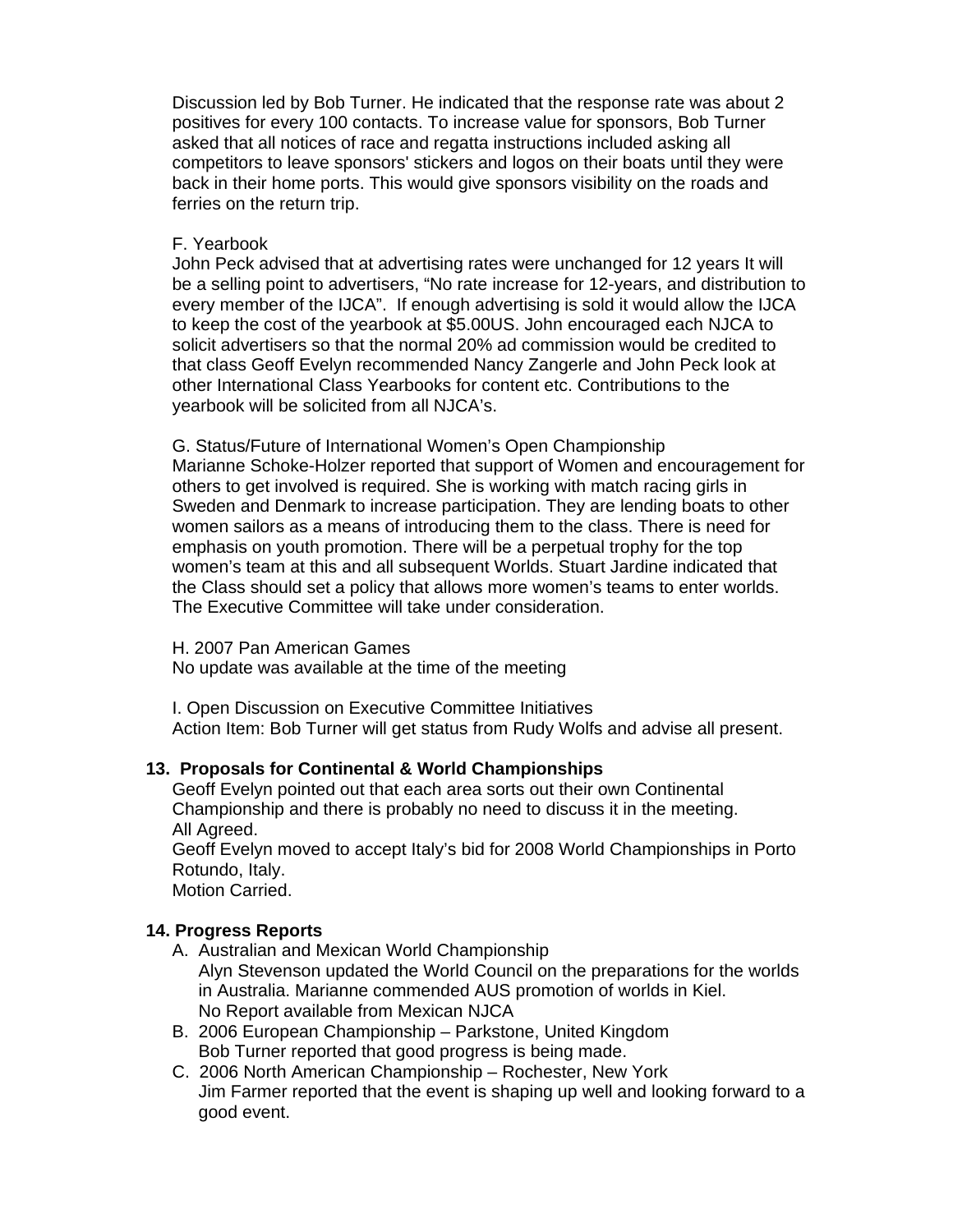Discussion led by Bob Turner. He indicated that the response rate was about 2 positives for every 100 contacts. To increase value for sponsors, Bob Turner asked that all notices of race and regatta instructions included asking all competitors to leave sponsors' stickers and logos on their boats until they were back in their home ports. This would give sponsors visibility on the roads and ferries on the return trip.

F. Yearbook

John Peck advised that at advertising rates were unchanged for 12 years It will be a selling point to advertisers, "No rate increase for 12-years, and distribution to every member of the IJCA". If enough advertising is sold it would allow the IJCA to keep the cost of the yearbook at $5.00US. John encouraged each NJCA to solicit advertisers so that the normal 20% ad commission would be credited to that class Geoff Evelyn recommended Nancy Zangerle and John Peck look at other International Class Yearbooks for content etc. Contributions to the yearbook will be solicited from all NJCA's.

G. Status/Future of International Women's Open Championship

Marianne Schoke-Holzer reported that support of Women and encouragement for others to get involved is required. She is working with match racing girls in Sweden and Denmark to increase participation. They are lending boats to other women sailors as a means of introducing them to the class. There is need for emphasis on youth promotion. There will be a perpetual trophy for the top women's team at this and all subsequent Worlds. Stuart Jardine indicated that the Class should set a policy that allows more women's teams to enter worlds. The Executive Committee will take under consideration.

H. 2007 Pan American Games

No update was available at the time of the meeting

I. Open Discussion on Executive Committee Initiatives

Action Item: Bob Turner will get status from Rudy Wolfs and advise all present.

**13. Proposals for Continental & World Championships**

Geoff Evelyn pointed out that each area sorts out their own Continental Championship and there is probably no need to discuss it in the meeting.
All Agreed.
Geoff Evelyn moved to accept Italy's bid for 2008 World Championships in Porto Rotundo, Italy.
Motion Carried.

**14. Progress Reports**

A. Australian and Mexican World Championship
   Alyn Stevenson updated the World Council on the preparations for the worlds in Australia. Marianne commended AUS promotion of worlds in Kiel.
   No Report available from Mexican NJCA
B. 2006 European Championship – Parkstone, United Kingdom
   Bob Turner reported that good progress is being made.
C. 2006 North American Championship – Rochester, New York
   Jim Farmer reported that the event is shaping up well and looking forward to a good event.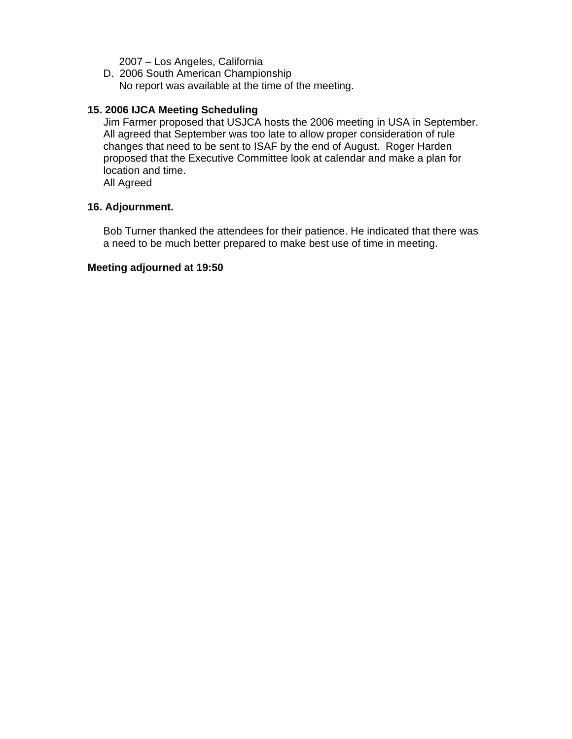2007 – Los Angeles, California

D. 2006 South American Championship

No report was available at the time of the meeting.

**15. 2006 IJCA Meeting Scheduling**

Jim Farmer proposed that USJCA hosts the 2006 meeting in USA in September. All agreed that September was too late to allow proper consideration of rule changes that need to be sent to ISAF by the end of August. Roger Harden proposed that the Executive Committee look at calendar and make a plan for location and time.
All Agreed

**16. Adjournment.**

Bob Turner thanked the attendees for their patience. He indicated that there was a need to be much better prepared to make best use of time in meeting.

**Meeting adjourned at 19:50**